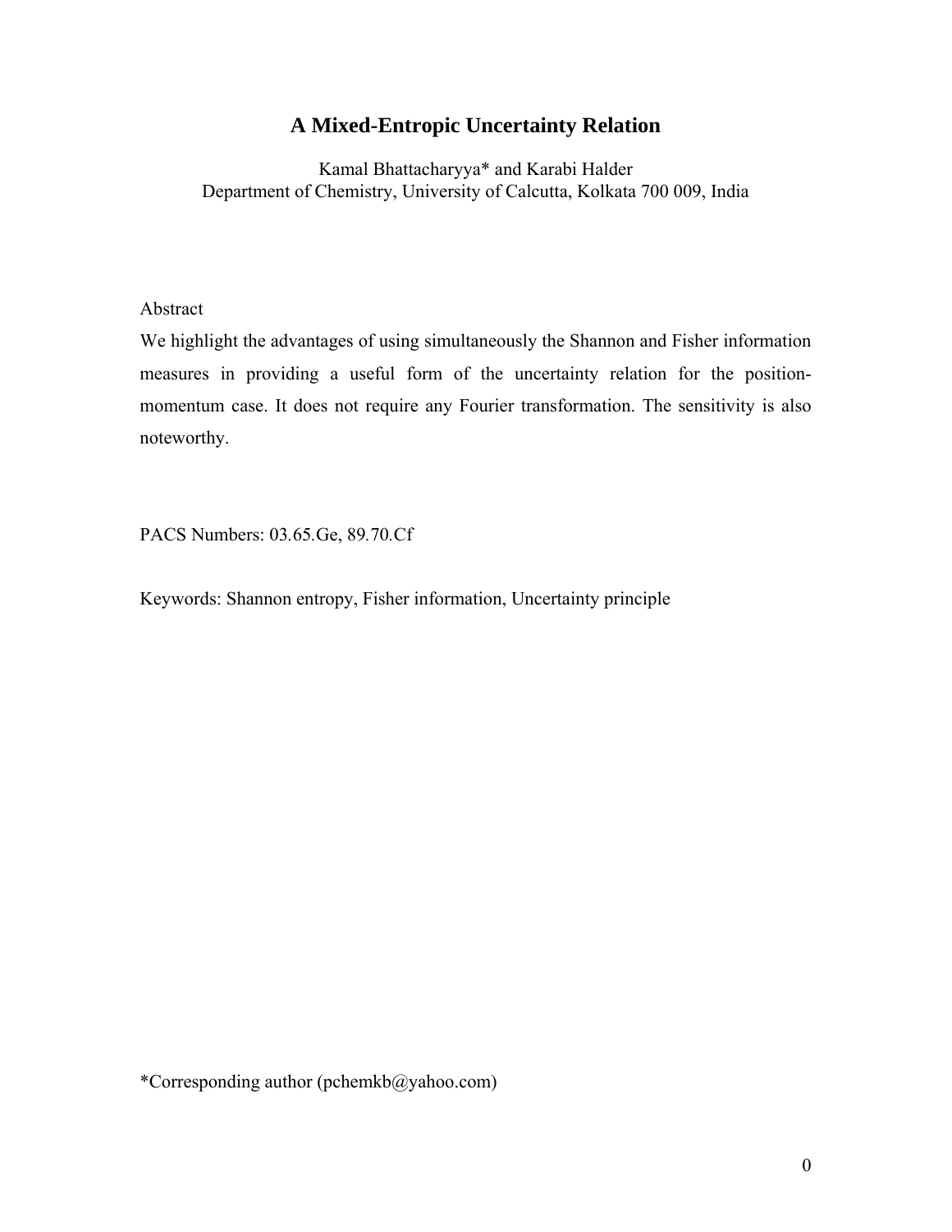# A Mixed-Entropic Uncertainty Relation

Kamal Bhattacharyya* and Karabi Halder
Department of Chemistry, University of Calcutta, Kolkata 700 009, India

## Abstract

We highlight the advantages of using simultaneously the Shannon and Fisher information measures in providing a useful form of the uncertainty relation for the position-momentum case. It does not require any Fourier transformation. The sensitivity is also noteworthy.

PACS Numbers: 03.65.Ge, 89.70.Cf

Keywords: Shannon entropy, Fisher information, Uncertainty principle

*Corresponding author (pchemkb@yahoo.com)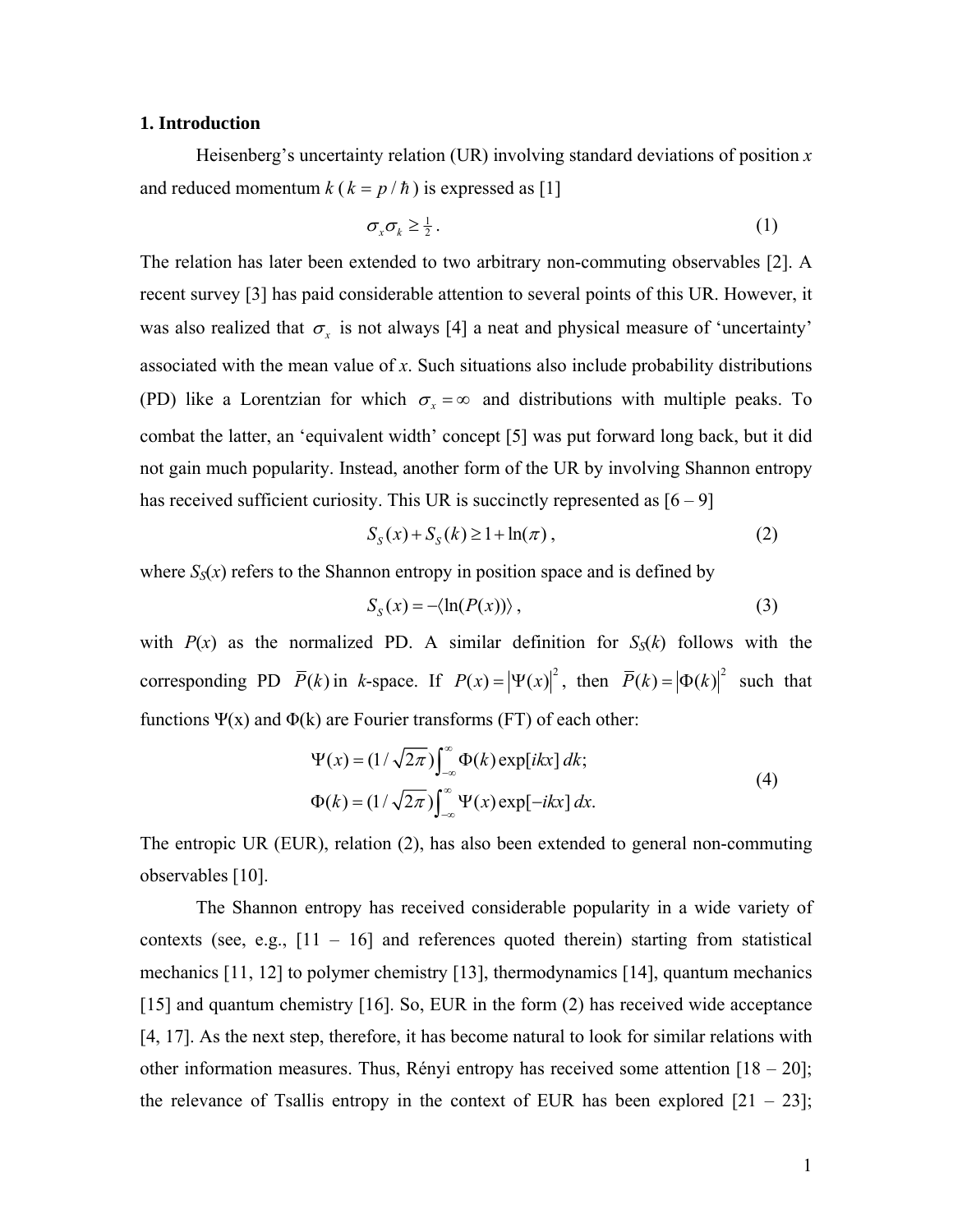## 1. Introduction

Heisenberg's uncertainty relation (UR) involving standard deviations of position $x$ and reduced momentum $k$ ($k = p/\hbar$) is expressed as [1]

$$\sigma_x \sigma_k \geq \tfrac{1}{2} . \tag{1}$$

The relation has later been extended to two arbitrary non-commuting observables [2]. A recent survey [3] has paid considerable attention to several points of this UR. However, it was also realized that $\sigma_x$ is not always [4] a neat and physical measure of 'uncertainty' associated with the mean value of $x$. Such situations also include probability distributions (PD) like a Lorentzian for which $\sigma_x = \infty$ and distributions with multiple peaks. To combat the latter, an 'equivalent width' concept [5] was put forward long back, but it did not gain much popularity. Instead, another form of the UR by involving Shannon entropy has received sufficient curiosity. This UR is succinctly represented as [6 – 9]

$$S_S(x) + S_S(k) \geq 1 + \ln(\pi) , \tag{2}$$

where $S_S(x)$ refers to the Shannon entropy in position space and is defined by

$$S_S(x) = -\langle \ln(P(x)) \rangle , \tag{3}$$

with $P(x)$ as the normalized PD. A similar definition for $S_S(k)$ follows with the corresponding PD $\overline{P}(k)$ in $k$-space. If $P(x) = |\Psi(x)|^2$, then $\overline{P}(k) = |\Phi(k)|^2$ such that functions $\Psi(x)$ and $\Phi(k)$ are Fourier transforms (FT) of each other:

$$\begin{aligned} \Psi(x) &= (1/\sqrt{2\pi}) \int_{-\infty}^{\infty} \Phi(k) \exp[ikx] \, dk; \\ \Phi(k) &= (1/\sqrt{2\pi}) \int_{-\infty}^{\infty} \Psi(x) \exp[-ikx] \, dx. \end{aligned} \tag{4}$$

The entropic UR (EUR), relation (2), has also been extended to general non-commuting observables [10].

The Shannon entropy has received considerable popularity in a wide variety of contexts (see, e.g., [11 – 16] and references quoted therein) starting from statistical mechanics [11, 12] to polymer chemistry [13], thermodynamics [14], quantum mechanics [15] and quantum chemistry [16]. So, EUR in the form (2) has received wide acceptance [4, 17]. As the next step, therefore, it has become natural to look for similar relations with other information measures. Thus, Rényi entropy has received some attention [18 – 20]; the relevance of Tsallis entropy in the context of EUR has been explored [21 – 23];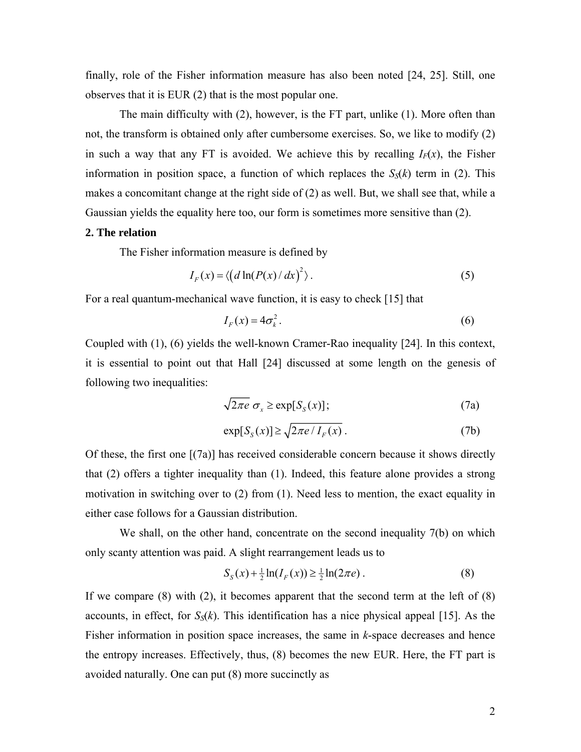finally, role of the Fisher information measure has also been noted [24, 25]. Still, one observes that it is EUR (2) that is the most popular one.

The main difficulty with (2), however, is the FT part, unlike (1). More often than not, the transform is obtained only after cumbersome exercises. So, we like to modify (2) in such a way that any FT is avoided. We achieve this by recalling $I_F(x)$, the Fisher information in position space, a function of which replaces the $S_S(k)$ term in (2). This makes a concomitant change at the right side of (2) as well. But, we shall see that, while a Gaussian yields the equality here too, our form is sometimes more sensitive than (2).

**2. The relation**

The Fisher information measure is defined by

$$I_F(x) = \langle \left( d\ln(P(x)/dx \right)^2 \rangle . \tag{5}$$

For a real quantum-mechanical wave function, it is easy to check [15] that

$$I_F(x) = 4\sigma_k^2 . \tag{6}$$

Coupled with (1), (6) yields the well-known Cramer-Rao inequality [24]. In this context, it is essential to point out that Hall [24] discussed at some length on the genesis of following two inequalities:

$$\sqrt{2\pi e}\ \sigma_x \geq \exp[S_S(x)]; \tag{7a}$$

$$\exp[S_S(x)] \geq \sqrt{2\pi e / I_F(x)} . \tag{7b}$$

Of these, the first one [(7a)] has received considerable concern because it shows directly that (2) offers a tighter inequality than (1). Indeed, this feature alone provides a strong motivation in switching over to (2) from (1). Need less to mention, the exact equality in either case follows for a Gaussian distribution.

We shall, on the other hand, concentrate on the second inequality 7(b) on which only scanty attention was paid. A slight rearrangement leads us to

$$S_S(x) + \tfrac{1}{2}\ln(I_F(x)) \geq \tfrac{1}{2}\ln(2\pi e) . \tag{8}$$

If we compare (8) with (2), it becomes apparent that the second term at the left of (8) accounts, in effect, for $S_S(k)$. This identification has a nice physical appeal [15]. As the Fisher information in position space increases, the same in *k*-space decreases and hence the entropy increases. Effectively, thus, (8) becomes the new EUR. Here, the FT part is avoided naturally. One can put (8) more succinctly as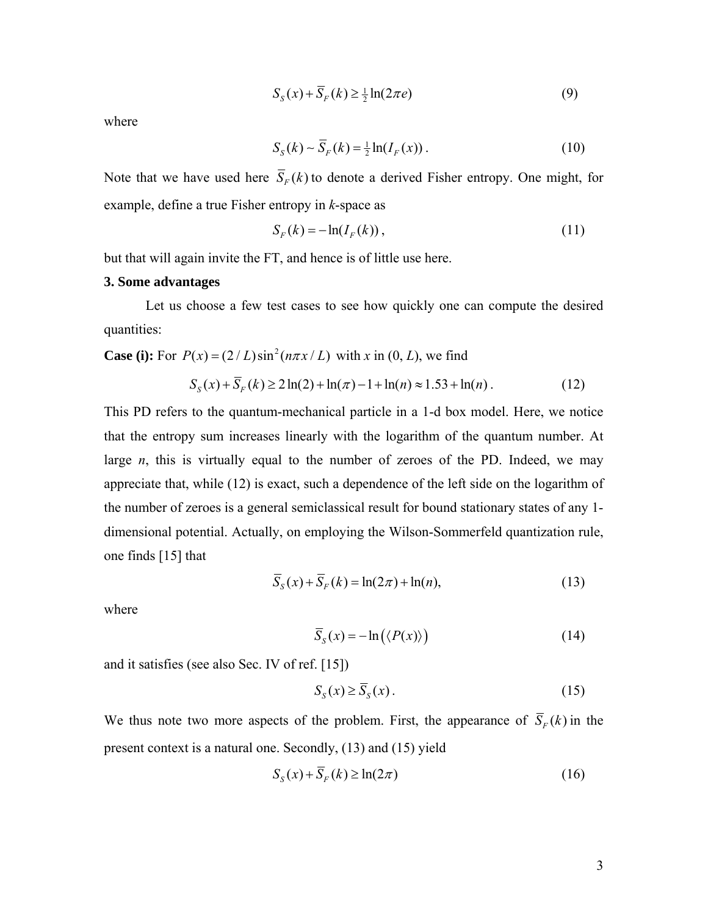$$S_S(x) + \overline{S}_F(k) \geq \tfrac{1}{2}\ln(2\pi e) \tag{9}$$

where

$$S_S(k) \sim \overline{S}_F(k) = \tfrac{1}{2}\ln(I_F(x)) \,. \tag{10}$$

Note that we have used here $\overline{S}_F(k)$ to denote a derived Fisher entropy. One might, for example, define a true Fisher entropy in *k*-space as

$$S_F(k) = -\ln(I_F(k)) \,, \tag{11}$$

but that will again invite the FT, and hence is of little use here.

**3. Some advantages**

Let us choose a few test cases to see how quickly one can compute the desired quantities:

**Case (i):** For $P(x) = (2/L)\sin^2(n\pi x/L)$ with *x* in (0, *L*), we find

$$S_S(x) + \overline{S}_F(k) \geq 2\ln(2) + \ln(\pi) - 1 + \ln(n) \approx 1.53 + \ln(n) \,. \tag{12}$$

This PD refers to the quantum-mechanical particle in a 1-d box model. Here, we notice that the entropy sum increases linearly with the logarithm of the quantum number. At large *n*, this is virtually equal to the number of zeroes of the PD. Indeed, we may appreciate that, while (12) is exact, such a dependence of the left side on the logarithm of the number of zeroes is a general semiclassical result for bound stationary states of any 1-dimensional potential. Actually, on employing the Wilson-Sommerfeld quantization rule, one finds [15] that

$$\overline{S}_S(x) + \overline{S}_F(k) = \ln(2\pi) + \ln(n), \tag{13}$$

where

$$\overline{S}_S(x) = -\ln\left(\langle P(x)\rangle\right) \tag{14}$$

and it satisfies (see also Sec. IV of ref. [15])

$$S_S(x) \geq \overline{S}_S(x) \,. \tag{15}$$

We thus note two more aspects of the problem. First, the appearance of $\overline{S}_F(k)$ in the present context is a natural one. Secondly, (13) and (15) yield

$$S_S(x) + \overline{S}_F(k) \geq \ln(2\pi) \tag{16}$$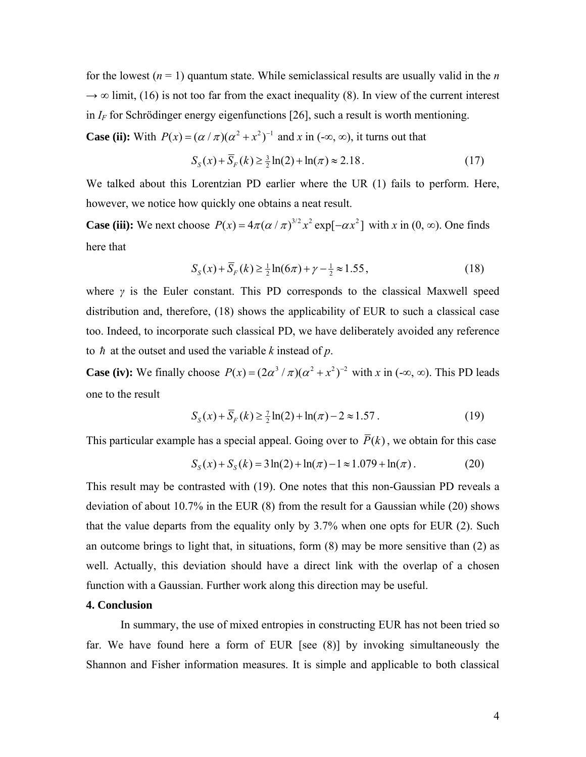for the lowest ($n$ = 1) quantum state. While semiclassical results are usually valid in the $n \to \infty$ limit, (16) is not too far from the exact inequality (8). In view of the current interest in $I_F$ for Schrödinger energy eigenfunctions [26], such a result is worth mentioning.

**Case (ii):** With $P(x) = (\alpha / \pi)(\alpha^2 + x^2)^{-1}$ and $x$ in (-∞, ∞), it turns out that

$$S_S(x) + \overline{S}_F(k) \geq \tfrac{3}{2}\ln(2) + \ln(\pi) \approx 2.18\,. \tag{17}$$

We talked about this Lorentzian PD earlier where the UR (1) fails to perform. Here, however, we notice how quickly one obtains a neat result.

**Case (iii):** We next choose $P(x) = 4\pi(\alpha/\pi)^{3/2} x^2 \exp[-\alpha x^2]$ with $x$ in (0, ∞). One finds here that

$$S_S(x) + \overline{S}_F(k) \geq \tfrac{1}{2}\ln(6\pi) + \gamma - \tfrac{1}{2} \approx 1.55\,, \tag{18}$$

where $\gamma$ is the Euler constant. This PD corresponds to the classical Maxwell speed distribution and, therefore, (18) shows the applicability of EUR to such a classical case too. Indeed, to incorporate such classical PD, we have deliberately avoided any reference to $\hbar$ at the outset and used the variable $k$ instead of $p$.

**Case (iv):** We finally choose $P(x) = (2\alpha^3/\pi)(\alpha^2 + x^2)^{-2}$ with $x$ in (-∞, ∞). This PD leads one to the result

$$S_S(x) + \overline{S}_F(k) \geq \tfrac{7}{2}\ln(2) + \ln(\pi) - 2 \approx 1.57\,. \tag{19}$$

This particular example has a special appeal. Going over to $\overline{P}(k)$, we obtain for this case

$$S_S(x) + S_S(k) = 3\ln(2) + \ln(\pi) - 1 \approx 1.079 + \ln(\pi)\,. \tag{20}$$

This result may be contrasted with (19). One notes that this non-Gaussian PD reveals a deviation of about 10.7% in the EUR (8) from the result for a Gaussian while (20) shows that the value departs from the equality only by 3.7% when one opts for EUR (2). Such an outcome brings to light that, in situations, form (8) may be more sensitive than (2) as well. Actually, this deviation should have a direct link with the overlap of a chosen function with a Gaussian. Further work along this direction may be useful.

## 4. Conclusion

In summary, the use of mixed entropies in constructing EUR has not been tried so far. We have found here a form of EUR [see (8)] by invoking simultaneously the Shannon and Fisher information measures. It is simple and applicable to both classical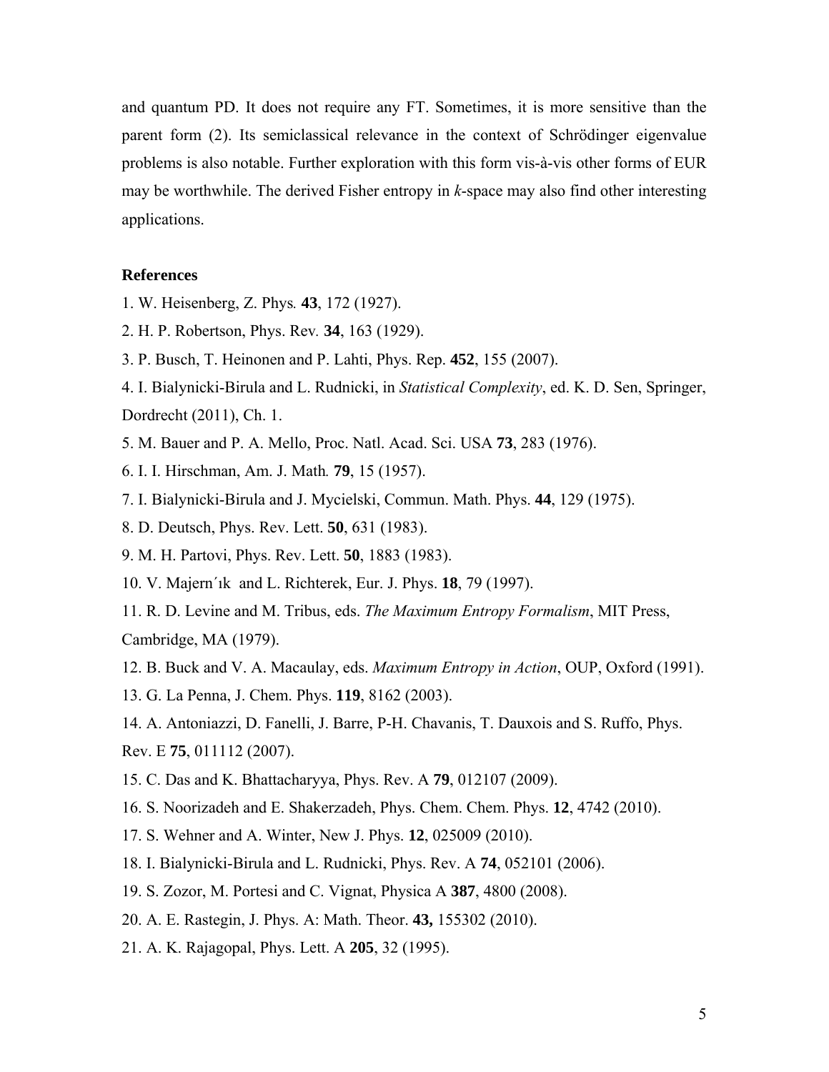and quantum PD. It does not require any FT. Sometimes, it is more sensitive than the parent form (2). Its semiclassical relevance in the context of Schrödinger eigenvalue problems is also notable. Further exploration with this form vis-à-vis other forms of EUR may be worthwhile. The derived Fisher entropy in *k*-space may also find other interesting applications.

**References**

1. W. Heisenberg, Z. Phys. **43**, 172 (1927).
2. H. P. Robertson, Phys. Rev. **34**, 163 (1929).
3. P. Busch, T. Heinonen and P. Lahti, Phys. Rep. **452**, 155 (2007).
4. I. Bialynicki-Birula and L. Rudnicki, in *Statistical Complexity*, ed. K. D. Sen, Springer, Dordrecht (2011), Ch. 1.
5. M. Bauer and P. A. Mello, Proc. Natl. Acad. Sci. USA **73**, 283 (1976).
6. I. I. Hirschman, Am. J. Math. **79**, 15 (1957).
7. I. Bialynicki-Birula and J. Mycielski, Commun. Math. Phys. **44**, 129 (1975).
8. D. Deutsch, Phys. Rev. Lett. **50**, 631 (1983).
9. M. H. Partovi, Phys. Rev. Lett. **50**, 1883 (1983).
10. V. Majern´ık and L. Richterek, Eur. J. Phys. **18**, 79 (1997).
11. R. D. Levine and M. Tribus, eds. *The Maximum Entropy Formalism*, MIT Press, Cambridge, MA (1979).
12. B. Buck and V. A. Macaulay, eds. *Maximum Entropy in Action*, OUP, Oxford (1991).
13. G. La Penna, J. Chem. Phys. **119**, 8162 (2003).
14. A. Antoniazzi, D. Fanelli, J. Barre, P-H. Chavanis, T. Dauxois and S. Ruffo, Phys. Rev. E **75**, 011112 (2007).
15. C. Das and K. Bhattacharyya, Phys. Rev. A **79**, 012107 (2009).
16. S. Noorizadeh and E. Shakerzadeh, Phys. Chem. Chem. Phys. **12**, 4742 (2010).
17. S. Wehner and A. Winter, New J. Phys. **12**, 025009 (2010).
18. I. Bialynicki-Birula and L. Rudnicki, Phys. Rev. A **74**, 052101 (2006).
19. S. Zozor, M. Portesi and C. Vignat, Physica A **387**, 4800 (2008).
20. A. E. Rastegin, J. Phys. A: Math. Theor. **43,** 155302 (2010).
21. A. K. Rajagopal, Phys. Lett. A **205**, 32 (1995).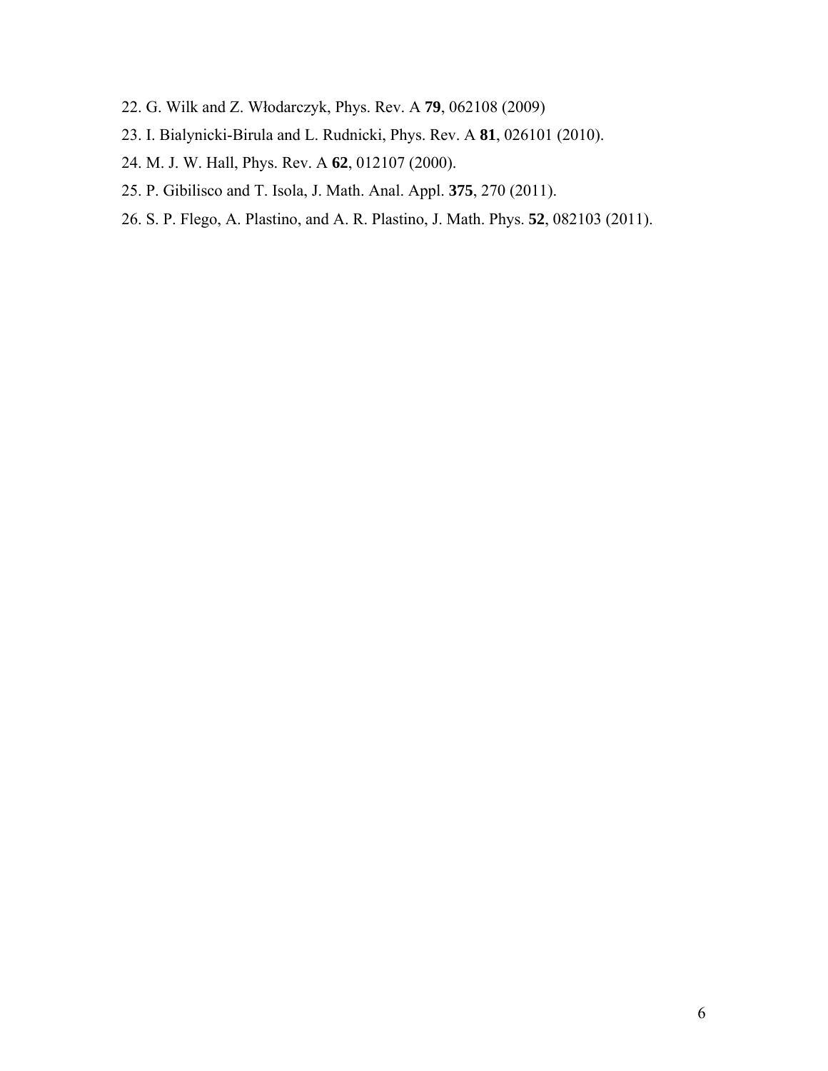22. G. Wilk and Z. Włodarczyk, Phys. Rev. A **79**, 062108 (2009)

23. I. Bialynicki-Birula and L. Rudnicki, Phys. Rev. A **81**, 026101 (2010).

24. M. J. W. Hall, Phys. Rev. A **62**, 012107 (2000).

25. P. Gibilisco and T. Isola, J. Math. Anal. Appl. **375**, 270 (2011).

26. S. P. Flego, A. Plastino, and A. R. Plastino, J. Math. Phys. **52**, 082103 (2011).